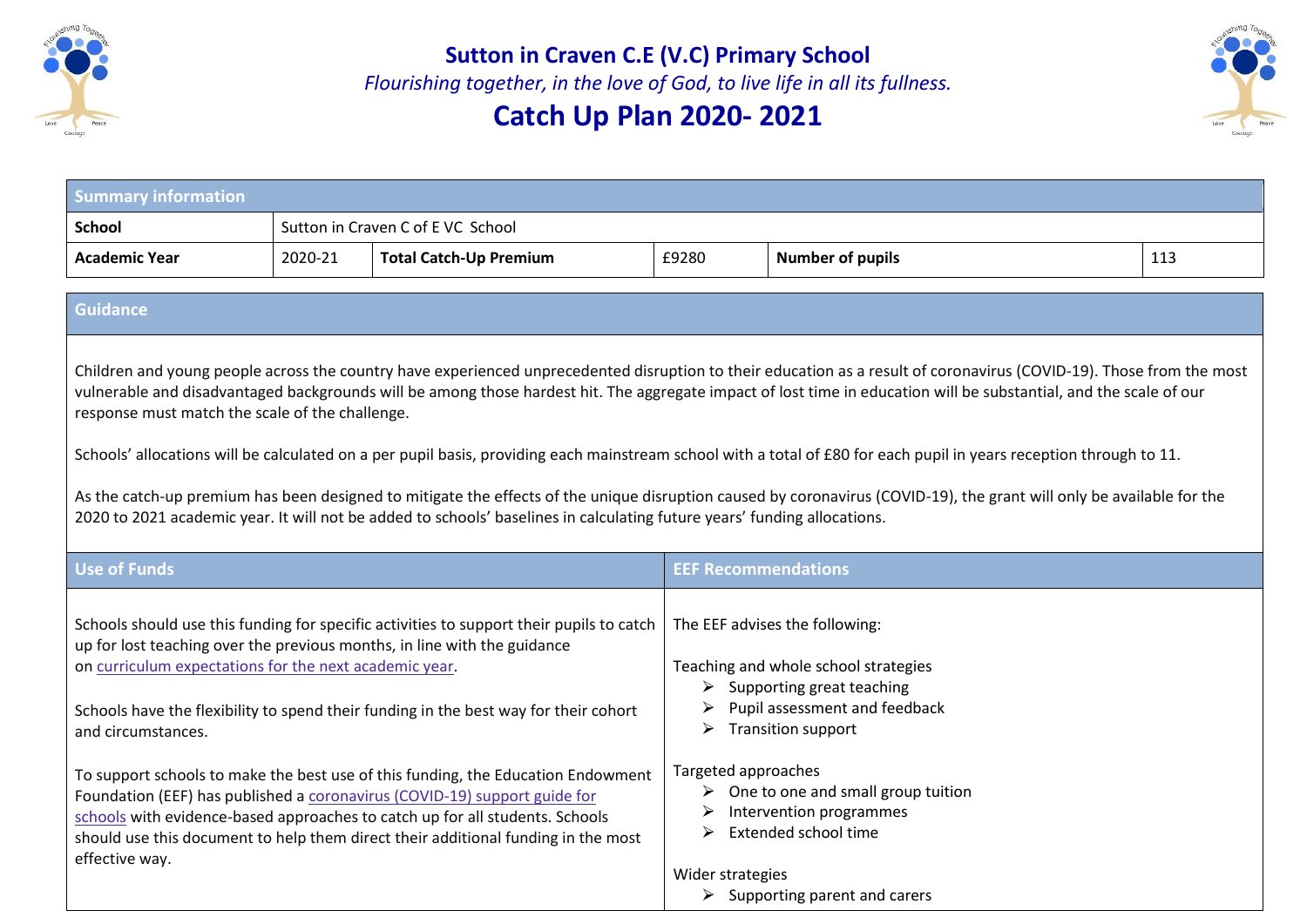# Sutton in Craven C.E (V.C) Primary School

*Flourishing together, in the love of God, to live life in all its fullness.*

## Catch Up Plan 2020- 2021

| Summary information | | | | | |
|---|---|---|---|---|---|
| **School** | Sutton in Craven C of E VC School | | | | |
| **Academic Year** | 2020-21 | **Total Catch-Up Premium** | £9280 | **Number of pupils** | 113 |

### Guidance

Children and young people across the country have experienced unprecedented disruption to their education as a result of coronavirus (COVID-19). Those from the most vulnerable and disadvantaged backgrounds will be among those hardest hit. The aggregate impact of lost time in education will be substantial, and the scale of our response must match the scale of the challenge.

Schools' allocations will be calculated on a per pupil basis, providing each mainstream school with a total of £80 for each pupil in years reception through to 11.

As the catch-up premium has been designed to mitigate the effects of the unique disruption caused by coronavirus (COVID-19), the grant will only be available for the 2020 to 2021 academic year. It will not be added to schools' baselines in calculating future years' funding allocations.

| Use of Funds | EEF Recommendations |
|---|---|
| Schools should use this funding for specific activities to support their pupils to catch up for lost teaching over the previous months, in line with the guidance on curriculum expectations for the next academic year.<br><br>Schools have the flexibility to spend their funding in the best way for their cohort and circumstances.<br><br>To support schools to make the best use of this funding, the Education Endowment Foundation (EEF) has published a coronavirus (COVID-19) support guide for schools with evidence-based approaches to catch up for all students. Schools should use this document to help them direct their additional funding in the most effective way. | The EEF advises the following:<br><br>Teaching and whole school strategies<br>➢ Supporting great teaching<br>➢ Pupil assessment and feedback<br>➢ Transition support<br><br>Targeted approaches<br>➢ One to one and small group tuition<br>➢ Intervention programmes<br>➢ Extended school time<br><br>Wider strategies<br>➢ Supporting parent and carers |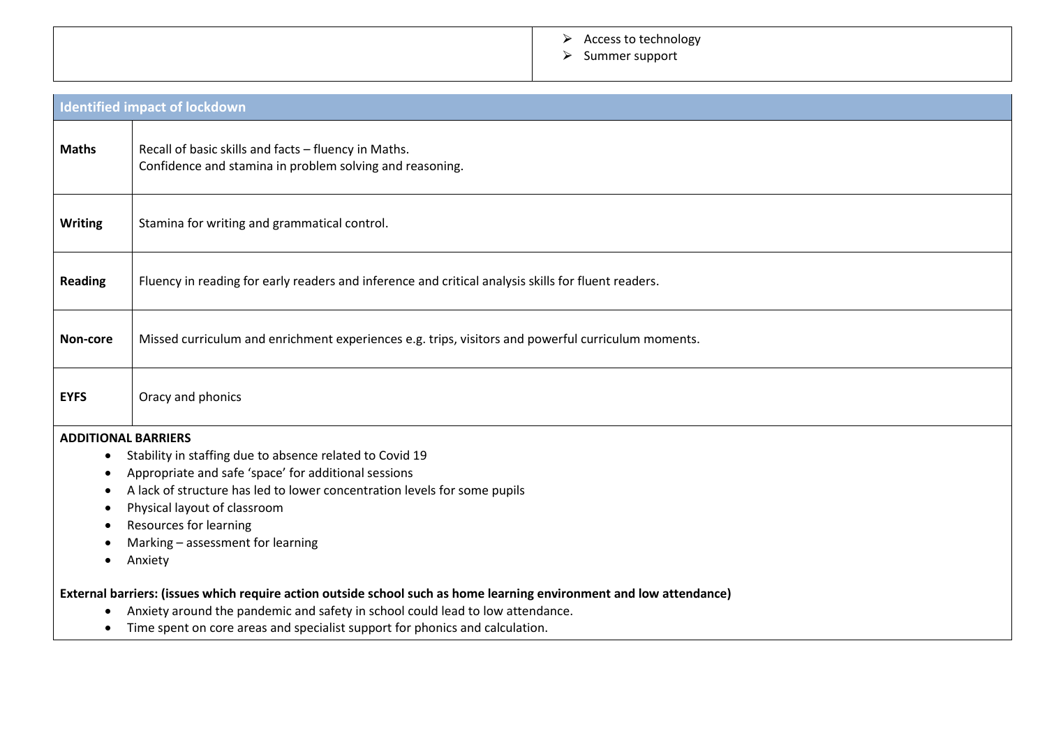| | |
|---|---|
| | ➢ Access to technology<br>➢ Summer support |

| Identified impact of lockdown | |
|---|---|
| **Maths** | Recall of basic skills and facts – fluency in Maths.<br>Confidence and stamina in problem solving and reasoning. |
| **Writing** | Stamina for writing and grammatical control. |
| **Reading** | Fluency in reading for early readers and inference and critical analysis skills for fluent readers. |
| **Non-core** | Missed curriculum and enrichment experiences e.g. trips, visitors and powerful curriculum moments. |
| **EYFS** | Oracy and phonics |

**ADDITIONAL BARRIERS**

- Stability in staffing due to absence related to Covid 19
- Appropriate and safe 'space' for additional sessions
- A lack of structure has led to lower concentration levels for some pupils
- Physical layout of classroom
- Resources for learning
- Marking – assessment for learning
- Anxiety

**External barriers: (issues which require action outside school such as home learning environment and low attendance)**

- Anxiety around the pandemic and safety in school could lead to low attendance.
- Time spent on core areas and specialist support for phonics and calculation.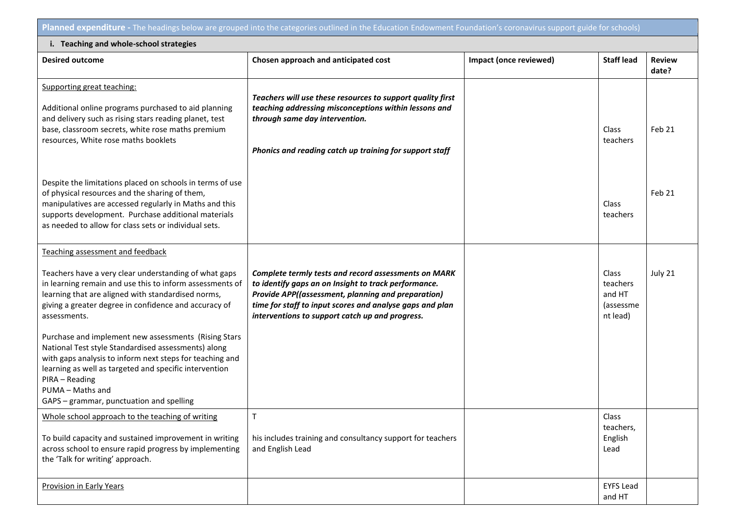| **Planned expenditure -** The headings below are grouped into the categories outlined in the Education Endowment Foundation's coronavirus support guide for schools) | | | | |
|---|---|---|---|---|
| **i. Teaching and whole-school strategies** | | | | |
| **Desired outcome** | **Chosen approach and anticipated cost** | **Impact (once reviewed)** | **Staff lead** | **Review date?** |
| Supporting great teaching:<br><br>Additional online programs purchased to aid planning and delivery such as rising stars reading planet, test base, classroom secrets, white rose maths premium resources, White rose maths booklets | ***Teachers will use these resources to support quality first teaching addressing misconceptions within lessons and through same day intervention.***<br><br>***Phonics and reading catch up training for support staff*** | | Class teachers | Feb 21 |
| Despite the limitations placed on schools in terms of use of physical resources and the sharing of them, manipulatives are accessed regularly in Maths and this supports development. Purchase additional materials as needed to allow for class sets or individual sets. | | | Class teachers | Feb 21 |
| Teaching assessment and feedback<br><br>Teachers have a very clear understanding of what gaps in learning remain and use this to inform assessments of learning that are aligned with standardised norms, giving a greater degree in confidence and accuracy of assessments.<br><br>Purchase and implement new assessments (Rising Stars National Test style Standardised assessments) along with gaps analysis to inform next steps for teaching and learning as well as targeted and specific intervention<br>PIRA – Reading<br>PUMA – Maths and<br>GAPS – grammar, punctuation and spelling | ***Complete termly tests and record assessments on MARK to identify gaps an on Insight to track performance. Provide APP((assessment, planning and preparation) time for staff to input scores and analyse gaps and plan interventions to support catch up and progress.*** | | Class teachers and HT (assessment lead) | July 21 |
| Whole school approach to the teaching of writing<br><br>To build capacity and sustained improvement in writing across school to ensure rapid progress by implementing the 'Talk for writing' approach. | T<br><br>his includes training and consultancy support for teachers and English Lead | | Class teachers, English Lead | |
| Provision in Early Years | | | EYFS Lead and HT | |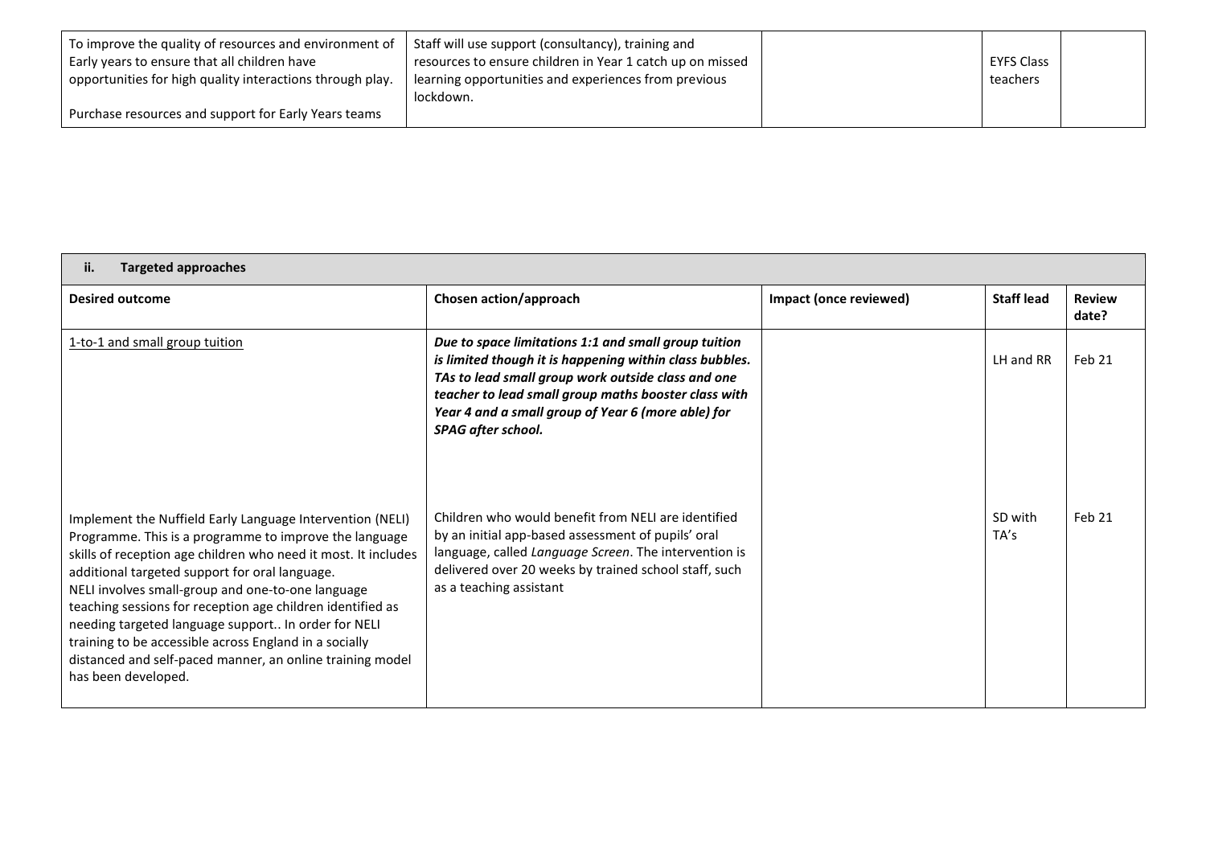| To improve the quality of resources and environment of Early years to ensure that all children have opportunities for high quality interactions through play.<br><br>Purchase resources and support for Early Years teams | Staff will use support (consultancy), training and resources to ensure children in Year 1 catch up on missed learning opportunities and experiences from previous lockdown. | | EYFS Class teachers | |
|---|---|---|---|---|

| **ii. Targeted approaches** | | | | |
|---|---|---|---|---|
| **Desired outcome** | **Chosen action/approach** | **Impact (once reviewed)** | **Staff lead** | **Review date?** |
| 1-to-1 and small group tuition | ***Due to space limitations 1:1 and small group tuition is limited though it is happening within class bubbles. TAs to lead small group work outside class and one teacher to lead small group maths booster class with Year 4 and a small group of Year 6 (more able) for SPAG after school.*** | | LH and RR | Feb 21 |
| Implement the Nuffield Early Language Intervention (NELI) Programme. This is a programme to improve the language skills of reception age children who need it most. It includes additional targeted support for oral language.<br>NELI involves small-group and one-to-one language teaching sessions for reception age children identified as needing targeted language support.. In order for NELI training to be accessible across England in a socially distanced and self-paced manner, an online training model has been developed. | Children who would benefit from NELI are identified by an initial app-based assessment of pupils' oral language, called *Language Screen*. The intervention is delivered over 20 weeks by trained school staff, such as a teaching assistant | | SD with TA's | Feb 21 |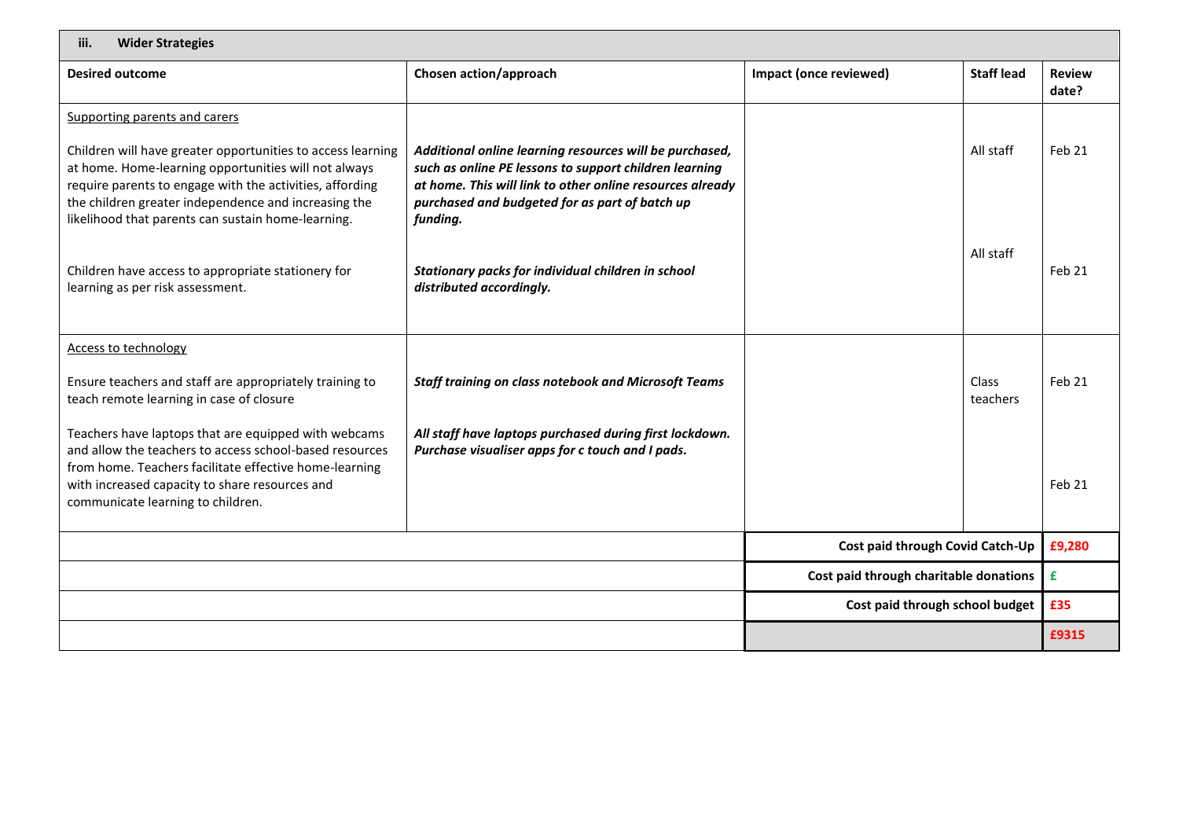| iii. Wider Strategies | | | | |
|---|---|---|---|---|
| **Desired outcome** | **Chosen action/approach** | **Impact (once reviewed)** | **Staff lead** | **Review date?** |
| Supporting parents and carers<br><br>Children will have greater opportunities to access learning at home. Home-learning opportunities will not always require parents to engage with the activities, affording the children greater independence and increasing the likelihood that parents can sustain home-learning.<br><br>Children have access to appropriate stationery for learning as per risk assessment. | ***Additional online learning resources will be purchased, such as online PE lessons to support children learning at home. This will link to other online resources already purchased and budgeted for as part of batch up funding.***<br><br>***Stationary packs for individual children in school distributed accordingly.*** | | All staff<br><br>All staff | Feb 21<br><br>Feb 21 |
| Access to technology<br><br>Ensure teachers and staff are appropriately training to teach remote learning in case of closure<br><br>Teachers have laptops that are equipped with webcams and allow the teachers to access school-based resources from home. Teachers facilitate effective home-learning with increased capacity to share resources and communicate learning to children. | ***Staff training on class notebook and Microsoft Teams***<br><br>***All staff have laptops purchased during first lockdown. Purchase visualiser apps for c touch and I pads.*** | | Class teachers | Feb 21<br><br>Feb 21 |
| | | **Cost paid through Covid Catch-Up** | | **£9,280** |
| | | **Cost paid through charitable donations** | | **£** |
| | | **Cost paid through school budget** | | **£35** |
| | | | | **£9315** |